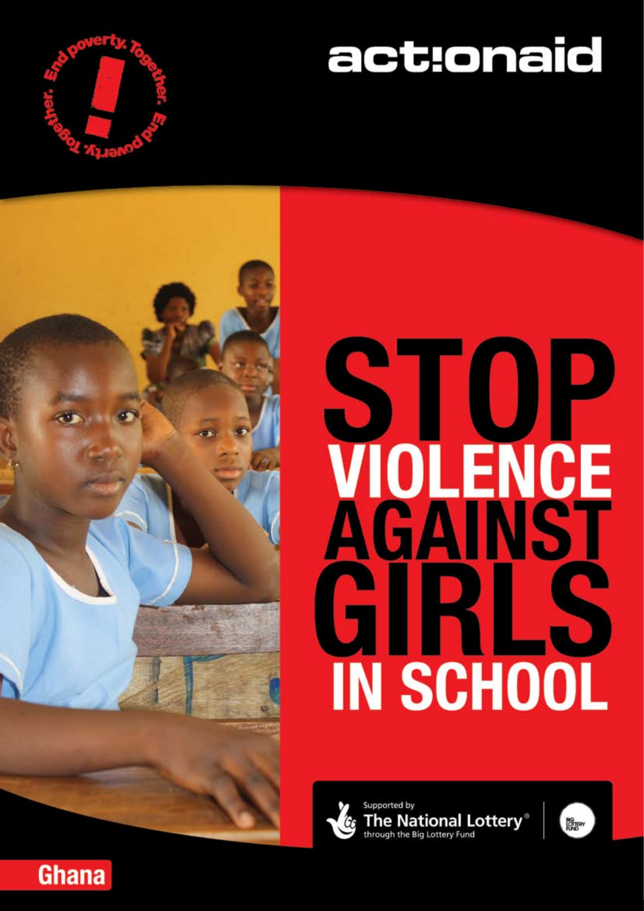End poverty. Together. End poverty. Together.

actionaid

# STOP VIOLENCE AGAINST GIRLS IN SCHOOL

Supported by The National Lottery® through the Big Lottery Fund

BIG LOTTERY FUND

Ghana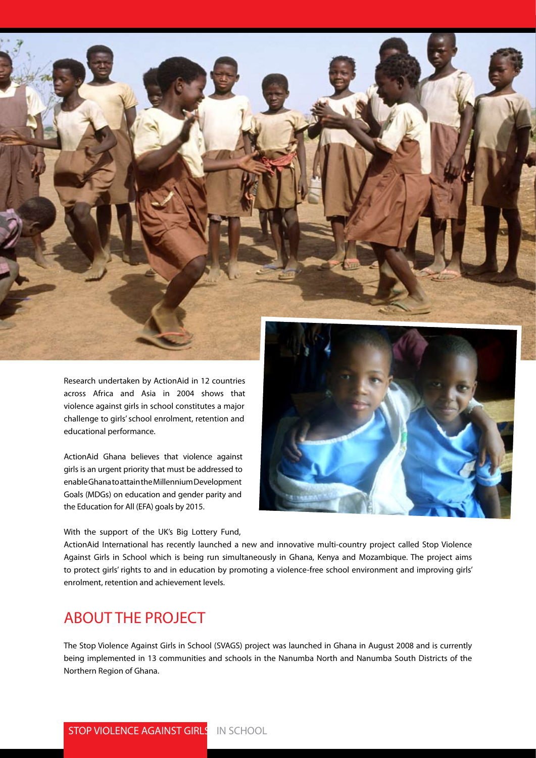Research undertaken by ActionAid in 12 countries across Africa and Asia in 2004 shows that violence against girls in school constitutes a major challenge to girls' school enrolment, retention and educational performance.

ActionAid Ghana believes that violence against girls is an urgent priority that must be addressed to enable Ghana to attain the Millennium Development Goals (MDGs) on education and gender parity and the Education for All (EFA) goals by 2015.

With the support of the UK's Big Lottery Fund, ActionAid International has recently launched a new and innovative multi-country project called Stop Violence Against Girls in School which is being run simultaneously in Ghana, Kenya and Mozambique. The project aims to protect girls' rights to and in education by promoting a violence-free school environment and improving girls' enrolment, retention and achievement levels.

## ABOUT THE PROJECT

The Stop Violence Against Girls in School (SVAGS) project was launched in Ghana in August 2008 and is currently being implemented in 13 communities and schools in the Nanumba North and Nanumba South Districts of the Northern Region of Ghana.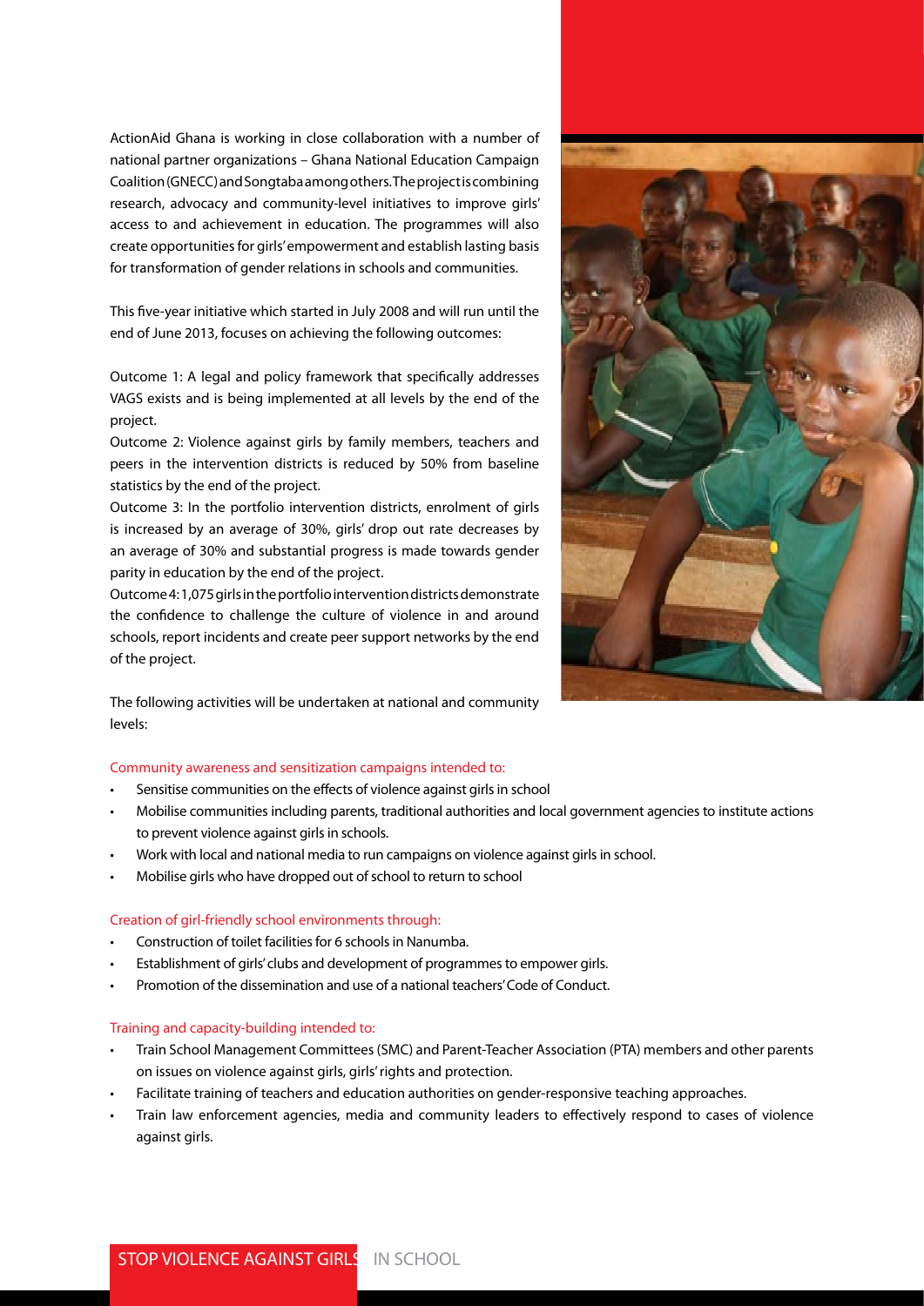ActionAid Ghana is working in close collaboration with a number of national partner organizations – Ghana National Education Campaign Coalition (GNECC) and Songtaba among others. The project is combining research, advocacy and community-level initiatives to improve girls' access to and achievement in education. The programmes will also create opportunities for girls' empowerment and establish lasting basis for transformation of gender relations in schools and communities.

This five-year initiative which started in July 2008 and will run until the end of June 2013, focuses on achieving the following outcomes:

Outcome 1: A legal and policy framework that specifically addresses VAGS exists and is being implemented at all levels by the end of the project.
Outcome 2: Violence against girls by family members, teachers and peers in the intervention districts is reduced by 50% from baseline statistics by the end of the project.
Outcome 3: In the portfolio intervention districts, enrolment of girls is increased by an average of 30%, girls' drop out rate decreases by an average of 30% and substantial progress is made towards gender parity in education by the end of the project.
Outcome 4: 1,075 girls in the portfolio intervention districts demonstrate the confidence to challenge the culture of violence in and around schools, report incidents and create peer support networks by the end of the project.

The following activities will be undertaken at national and community levels:

Community awareness and sensitization campaigns intended to:

- Sensitise communities on the effects of violence against girls in school
- Mobilise communities including parents, traditional authorities and local government agencies to institute actions to prevent violence against girls in schools.
- Work with local and national media to run campaigns on violence against girls in school.
- Mobilise girls who have dropped out of school to return to school

Creation of girl-friendly school environments through:

- Construction of toilet facilities for 6 schools in Nanumba.
- Establishment of girls' clubs and development of programmes to empower girls.
- Promotion of the dissemination and use of a national teachers' Code of Conduct.

Training and capacity-building intended to:

- Train School Management Committees (SMC) and Parent-Teacher Association (PTA) members and other parents on issues on violence against girls, girls' rights and protection.
- Facilitate training of teachers and education authorities on gender-responsive teaching approaches.
- Train law enforcement agencies, media and community leaders to effectively respond to cases of violence against girls.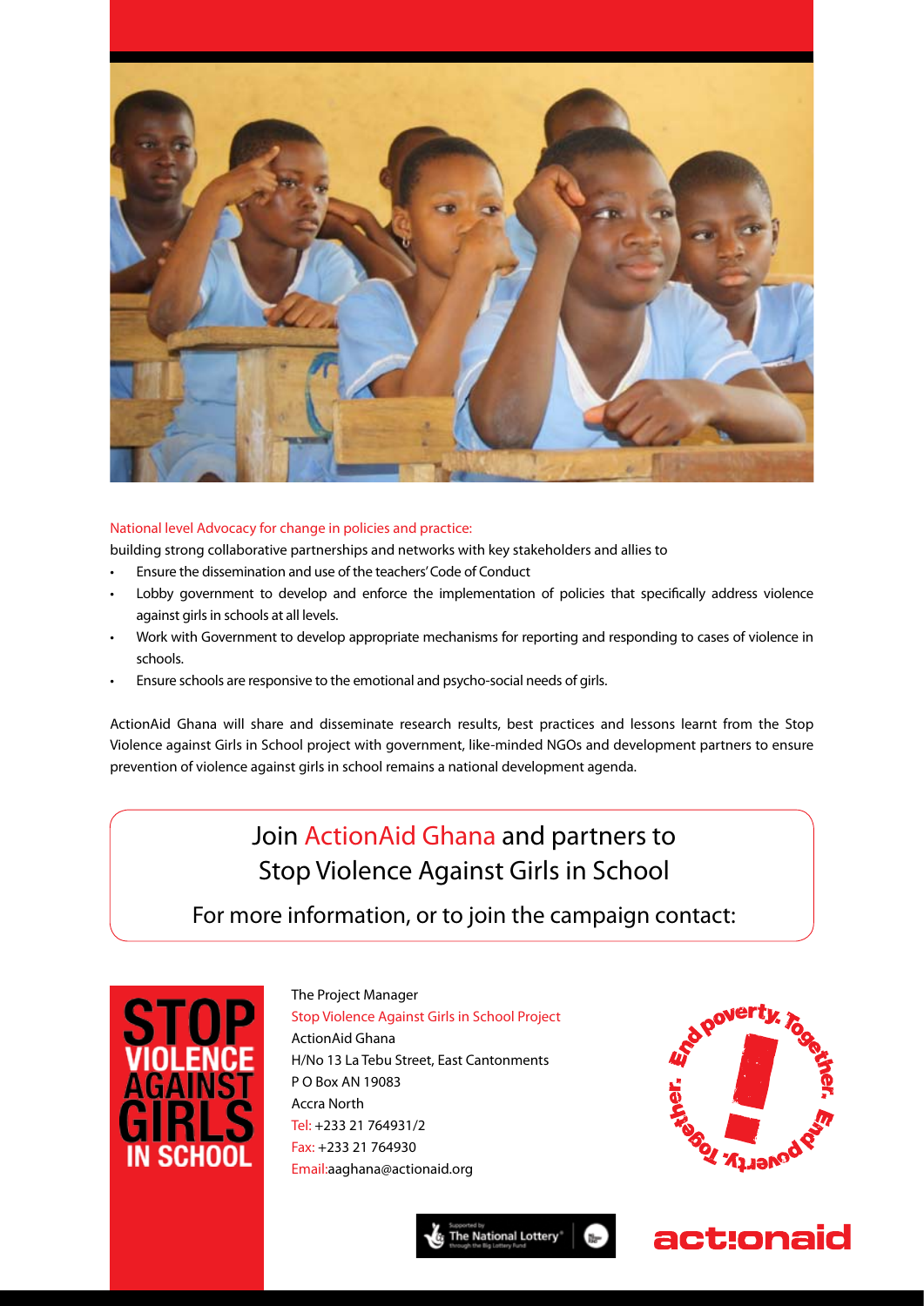National level Advocacy for change in policies and practice:

building strong collaborative partnerships and networks with key stakeholders and allies to

- Ensure the dissemination and use of the teachers' Code of Conduct
- Lobby government to develop and enforce the implementation of policies that specifically address violence against girls in schools at all levels.
- Work with Government to develop appropriate mechanisms for reporting and responding to cases of violence in schools.
- Ensure schools are responsive to the emotional and psycho-social needs of girls.

ActionAid Ghana will share and disseminate research results, best practices and lessons learnt from the Stop Violence against Girls in School project with government, like-minded NGOs and development partners to ensure prevention of violence against girls in school remains a national development agenda.

## Join ActionAid Ghana and partners to Stop Violence Against Girls in School

For more information, or to join the campaign contact:

STOP VIOLENCE AGAINST GIRLS IN SCHOOL

The Project Manager
Stop Violence Against Girls in School Project
ActionAid Ghana
H/No 13 La Tebu Street, East Cantonments
P O Box AN 19083
Accra North
Tel: +233 21 764931/2
Fax: +233 21 764930
Email:aaghana@actionaid.org

End poverty. Together. End poverty. Together.

Supported by The National Lottery through the Big Lottery Fund

actionaid